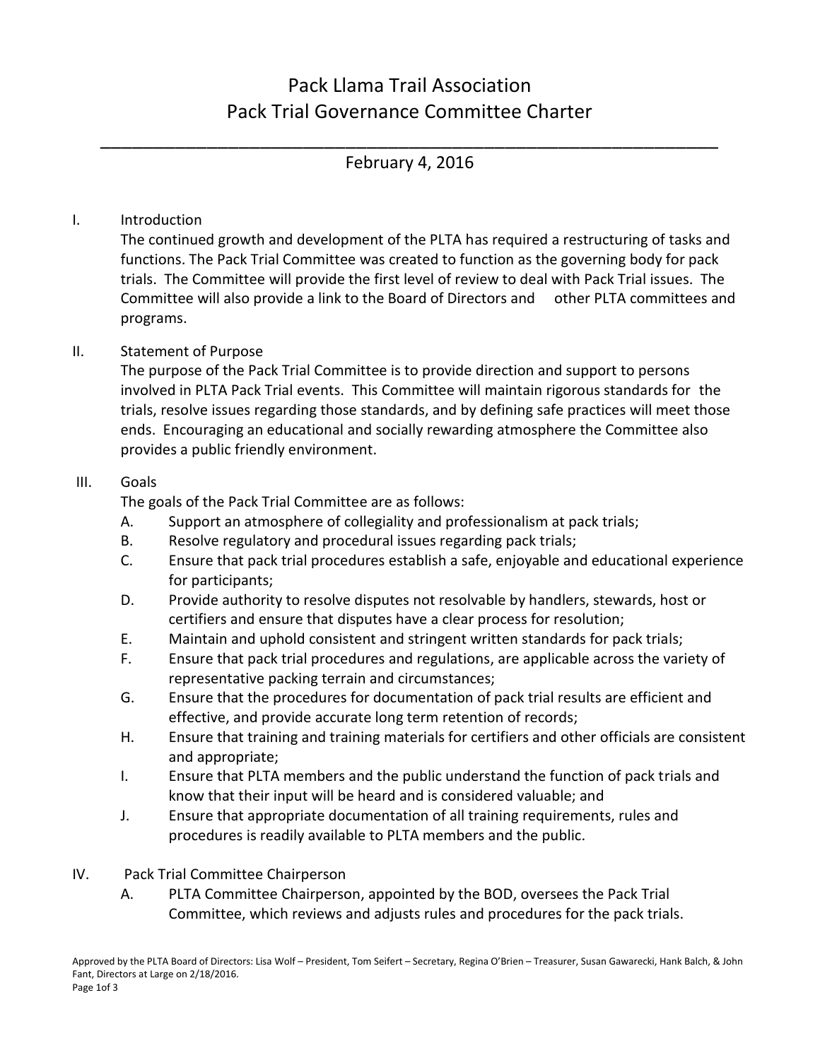# Pack Llama Trail Association
# Pack Trial Governance Committee Charter

---

February 4, 2016

## I. Introduction

The continued growth and development of the PLTA has required a restructuring of tasks and functions. The Pack Trial Committee was created to function as the governing body for pack trials. The Committee will provide the first level of review to deal with Pack Trial issues. The Committee will also provide a link to the Board of Directors and other PLTA committees and programs.

## II. Statement of Purpose

The purpose of the Pack Trial Committee is to provide direction and support to persons involved in PLTA Pack Trial events. This Committee will maintain rigorous standards for the trials, resolve issues regarding those standards, and by defining safe practices will meet those ends. Encouraging an educational and socially rewarding atmosphere the Committee also provides a public friendly environment.

## III. Goals

The goals of the Pack Trial Committee are as follows:

A. Support an atmosphere of collegiality and professionalism at pack trials;

B. Resolve regulatory and procedural issues regarding pack trials;

C. Ensure that pack trial procedures establish a safe, enjoyable and educational experience for participants;

D. Provide authority to resolve disputes not resolvable by handlers, stewards, host or certifiers and ensure that disputes have a clear process for resolution;

E. Maintain and uphold consistent and stringent written standards for pack trials;

F. Ensure that pack trial procedures and regulations, are applicable across the variety of representative packing terrain and circumstances;

G. Ensure that the procedures for documentation of pack trial results are efficient and effective, and provide accurate long term retention of records;

H. Ensure that training and training materials for certifiers and other officials are consistent and appropriate;

I. Ensure that PLTA members and the public understand the function of pack trials and know that their input will be heard and is considered valuable; and

J. Ensure that appropriate documentation of all training requirements, rules and procedures is readily available to PLTA members and the public.

## IV. Pack Trial Committee Chairperson

A. PLTA Committee Chairperson, appointed by the BOD, oversees the Pack Trial Committee, which reviews and adjusts rules and procedures for the pack trials.

Approved by the PLTA Board of Directors: Lisa Wolf – President, Tom Seifert – Secretary, Regina O'Brien – Treasurer, Susan Gawarecki, Hank Balch, & John Fant, Directors at Large on 2/18/2016.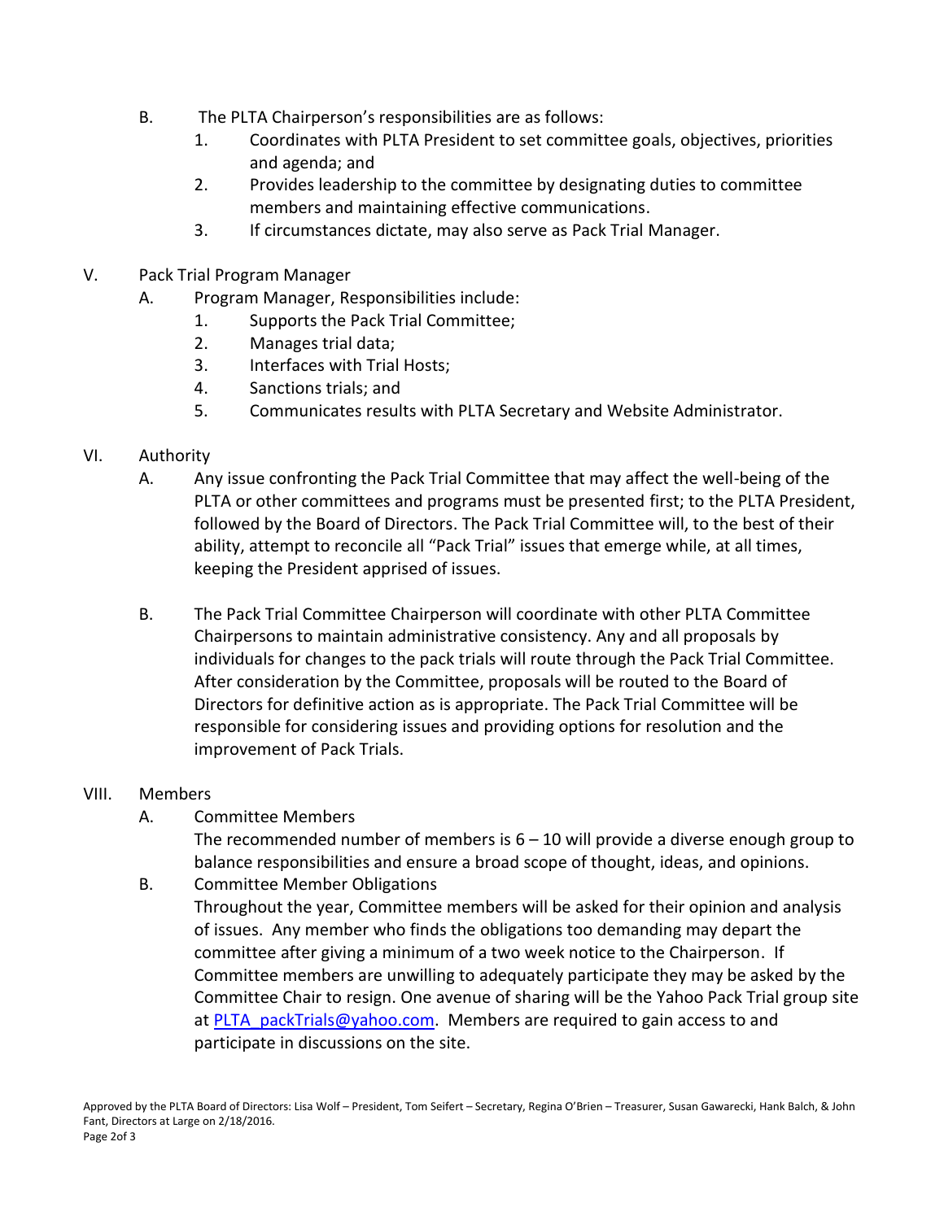B. The PLTA Chairperson's responsibilities are as follows:

1. Coordinates with PLTA President to set committee goals, objectives, priorities and agenda; and
2. Provides leadership to the committee by designating duties to committee members and maintaining effective communications.
3. If circumstances dictate, may also serve as Pack Trial Manager.

V. Pack Trial Program Manager

A. Program Manager, Responsibilities include:

1. Supports the Pack Trial Committee;
2. Manages trial data;
3. Interfaces with Trial Hosts;
4. Sanctions trials; and
5. Communicates results with PLTA Secretary and Website Administrator.

VI. Authority

A. Any issue confronting the Pack Trial Committee that may affect the well-being of the PLTA or other committees and programs must be presented first; to the PLTA President, followed by the Board of Directors. The Pack Trial Committee will, to the best of their ability, attempt to reconcile all "Pack Trial" issues that emerge while, at all times, keeping the President apprised of issues.

B. The Pack Trial Committee Chairperson will coordinate with other PLTA Committee Chairpersons to maintain administrative consistency. Any and all proposals by individuals for changes to the pack trials will route through the Pack Trial Committee. After consideration by the Committee, proposals will be routed to the Board of Directors for definitive action as is appropriate. The Pack Trial Committee will be responsible for considering issues and providing options for resolution and the improvement of Pack Trials.

VIII. Members

A. Committee Members

The recommended number of members is 6 – 10 will provide a diverse enough group to balance responsibilities and ensure a broad scope of thought, ideas, and opinions.

B. Committee Member Obligations

Throughout the year, Committee members will be asked for their opinion and analysis of issues. Any member who finds the obligations too demanding may depart the committee after giving a minimum of a two week notice to the Chairperson. If Committee members are unwilling to adequately participate they may be asked by the Committee Chair to resign. One avenue of sharing will be the Yahoo Pack Trial group site at PLTA_packTrials@yahoo.com. Members are required to gain access to and participate in discussions on the site.

Approved by the PLTA Board of Directors: Lisa Wolf – President, Tom Seifert – Secretary, Regina O'Brien – Treasurer, Susan Gawarecki, Hank Balch, & John Fant, Directors at Large on 2/18/2016.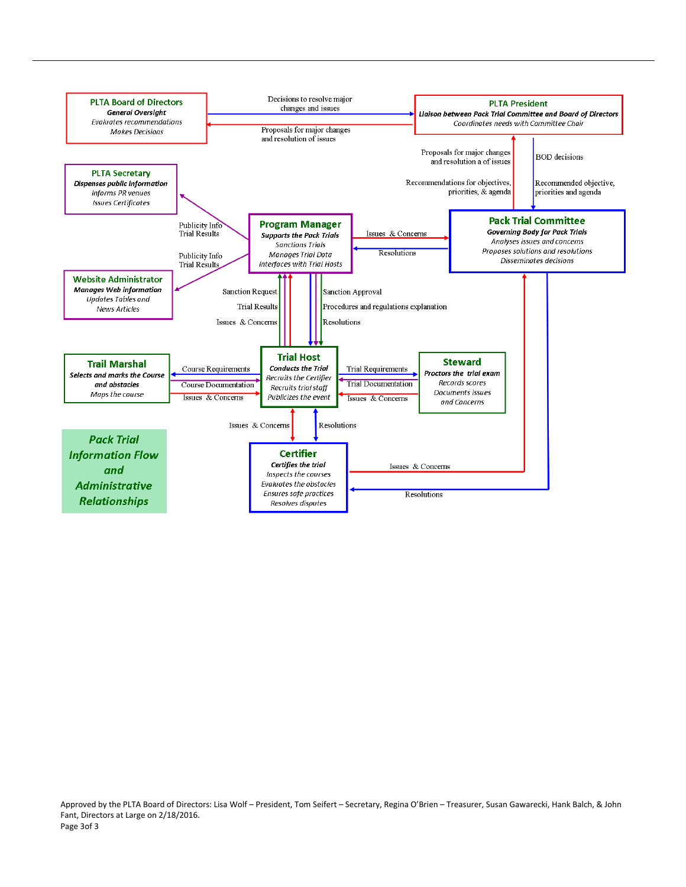**PLTA Board of Directors**
*General Oversight*
*Evaluates recommendations*
*Makes Decisions*

Decisions to resolve major changes and issues

Proposals for major changes and resolution of issues

**PLTA President**
*Liaison between Pack Trial Committee and Board of Directors*
*Coordinates needs with Committee Chair*

Proposals for major changes and resolution a of issues

Recommendations for objectives, priorities, & agenda

BOD decisions

Recommended objective, priorities and agenda

**PLTA Secretary**
*Dispenses public information*
*Informs PR venues*
*Issues Certificates*

Publicity Info
Trial Results

Publicity Info
Trial Results

**Website Administrator**
*Manages Web information*
*Updates Tables and News Articles*

**Program Manager**
*Supports the Pack Trials*
*Sanctions Trials*
*Manages Trial Data*
*Interfaces with Trial Hosts*

Issues & Concerns

Resolutions

**Pack Trial Committee**
*Governing Body for Pack Trials*
*Analyses issues and concerns*
*Proposes solutions and resolutions*
*Disseminates decisions*

Sanction Request
Trial Results
Issues & Concerns

Sanction Approval
Procedures and regulations explanation
Resolutions

**Trail Marshal**
*Selects and marks the Course and obstacles*
*Maps the course*

Course Requirements
Course Documentation
Issues & Concerns

**Trial Host**
*Conducts the Trial*
*Recruits the Certifier*
*Recruits trial staff*
*Publicizes the event*

Trial Requirements
Trial Documentation
Issues & Concerns

**Steward**
*Proctors the trial exam*
*Records scores*
*Documents issues and Concerns*

Issues & Concerns

Resolutions

**Certifier**
*Certifies the trial*
*Inspects the courses*
*Evaluates the obstacles*
*Ensures safe practices*
*Resolves disputes*

Issues & Concerns

Resolutions

***Pack Trial Information Flow and Administrative Relationships***

Approved by the PLTA Board of Directors: Lisa Wolf – President, Tom Seifert – Secretary, Regina O'Brien – Treasurer, Susan Gawarecki, Hank Balch, & John Fant, Directors at Large on 2/18/2016.